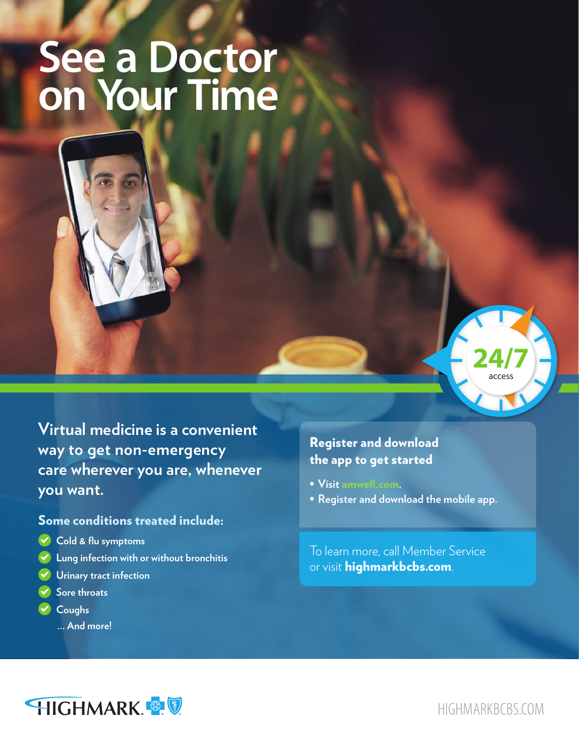# See a Doctor on Your Time

**24/7** access

## Virtual medicine is a convenient way to get non-emergency care wherever you are, whenever you want.

### Some conditions treated include:

- Cold & flu symptoms
- Lung infection with or without bronchitis
- Urinary tract infection
- Sore throats
- Coughs

… And more!

### Register and download the app to get started

- Visit amwell.com.
- Register and download the mobile app.

To learn more, call Member Service or visit **highmarkbcbs.com**.

HIGHMARK.

HIGHMARKBCBS.COM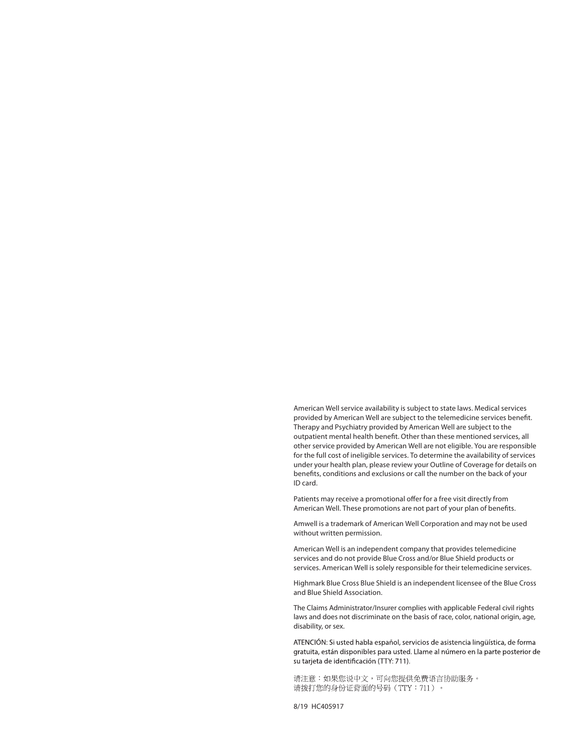American Well service availability is subject to state laws. Medical services provided by American Well are subject to the telemedicine services benefit. Therapy and Psychiatry provided by American Well are subject to the outpatient mental health benefit. Other than these mentioned services, all other service provided by American Well are not eligible. You are responsible for the full cost of ineligible services. To determine the availability of services under your health plan, please review your Outline of Coverage for details on benefits, conditions and exclusions or call the number on the back of your ID card.

Patients may receive a promotional offer for a free visit directly from American Well. These promotions are not part of your plan of benefits.

Amwell is a trademark of American Well Corporation and may not be used without written permission.

American Well is an independent company that provides telemedicine services and do not provide Blue Cross and/or Blue Shield products or services. American Well is solely responsible for their telemedicine services.

Highmark Blue Cross Blue Shield is an independent licensee of the Blue Cross and Blue Shield Association.

The Claims Administrator/Insurer complies with applicable Federal civil rights laws and does not discriminate on the basis of race, color, national origin, age, disability, or sex.

ATENCIÓN: Si usted habla español, servicios de asistencia lingüística, de forma gratuita, están disponibles para usted. Llame al número en la parte posterior de su tarjeta de identificación (TTY: 711).

请注意：如果您说中文，可向您提供免费语言协助服务。
请拨打您的身份证背面的号码（TTY：711）。

8/19 HC405917